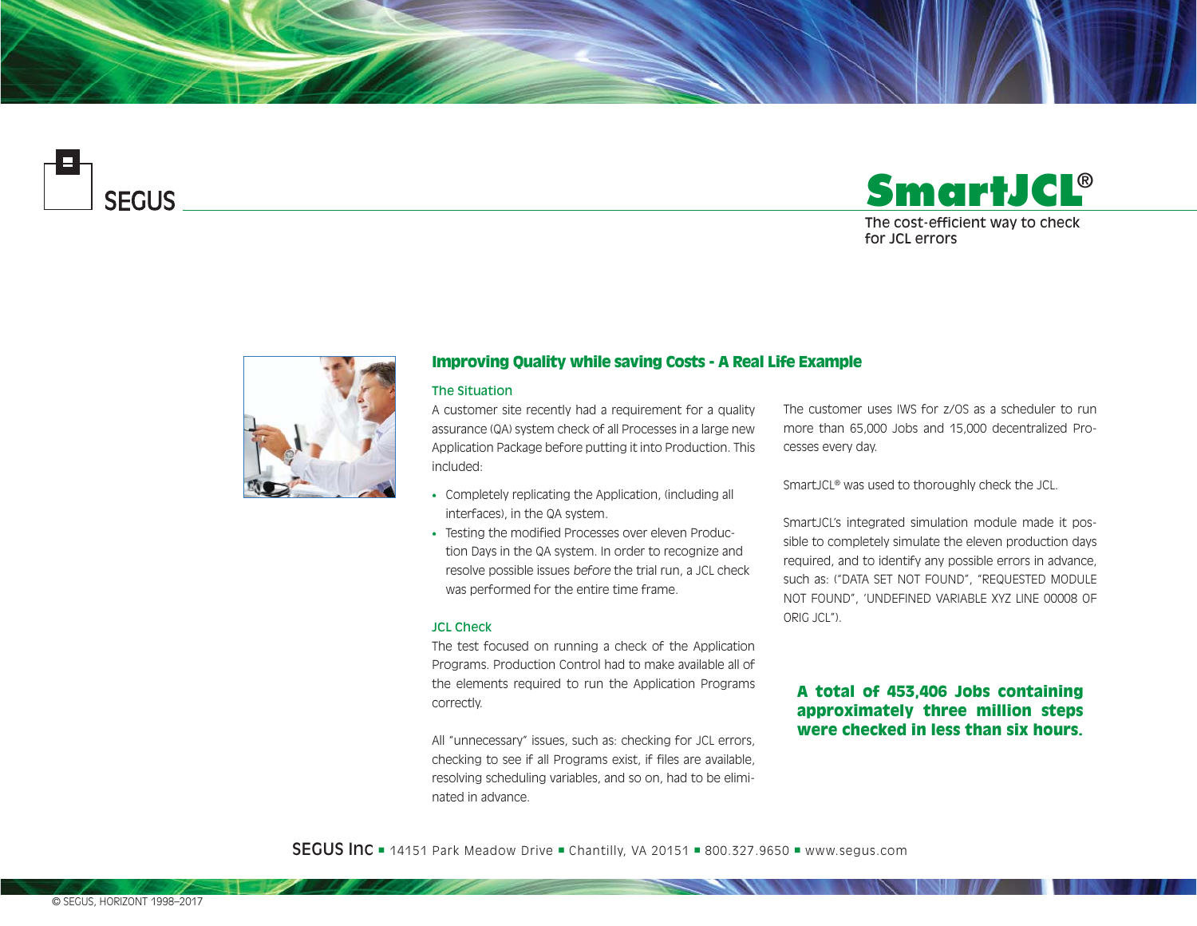SEGUS

# SmartJCL®

The cost-efficient way to check for JCL errors

## Improving Quality while saving Costs - A Real Life Example

### The Situation

A customer site recently had a requirement for a quality assurance (QA) system check of all Processes in a large new Application Package before putting it into Production. This included:

- Completely replicating the Application, (including all interfaces), in the QA system.
- Testing the modified Processes over eleven Production Days in the QA system. In order to recognize and resolve possible issues *before* the trial run, a JCL check was performed for the entire time frame.

### JCL Check

The test focused on running a check of the Application Programs. Production Control had to make available all of the elements required to run the Application Programs correctly.

All "unnecessary" issues, such as: checking for JCL errors, checking to see if all Programs exist, if files are available, resolving scheduling variables, and so on, had to be eliminated in advance.

The customer uses IWS for z/OS as a scheduler to run more than 65,000 Jobs and 15,000 decentralized Processes every day.

SmartJCL® was used to thoroughly check the JCL.

SmartJCL's integrated simulation module made it possible to completely simulate the eleven production days required, and to identify any possible errors in advance, such as: ("DATA SET NOT FOUND", "REQUESTED MODULE NOT FOUND", 'UNDEFINED VARIABLE XYZ LINE 00008 OF ORIG JCL").

**A total of 453,406 Jobs containing approximately three million steps were checked in less than six hours.**

SEGUS Inc ■ 14151 Park Meadow Drive ■ Chantilly, VA 20151 ■ 800.327.9650 ■ www.segus.com

© SEGUS, HORIZONT 1998–2017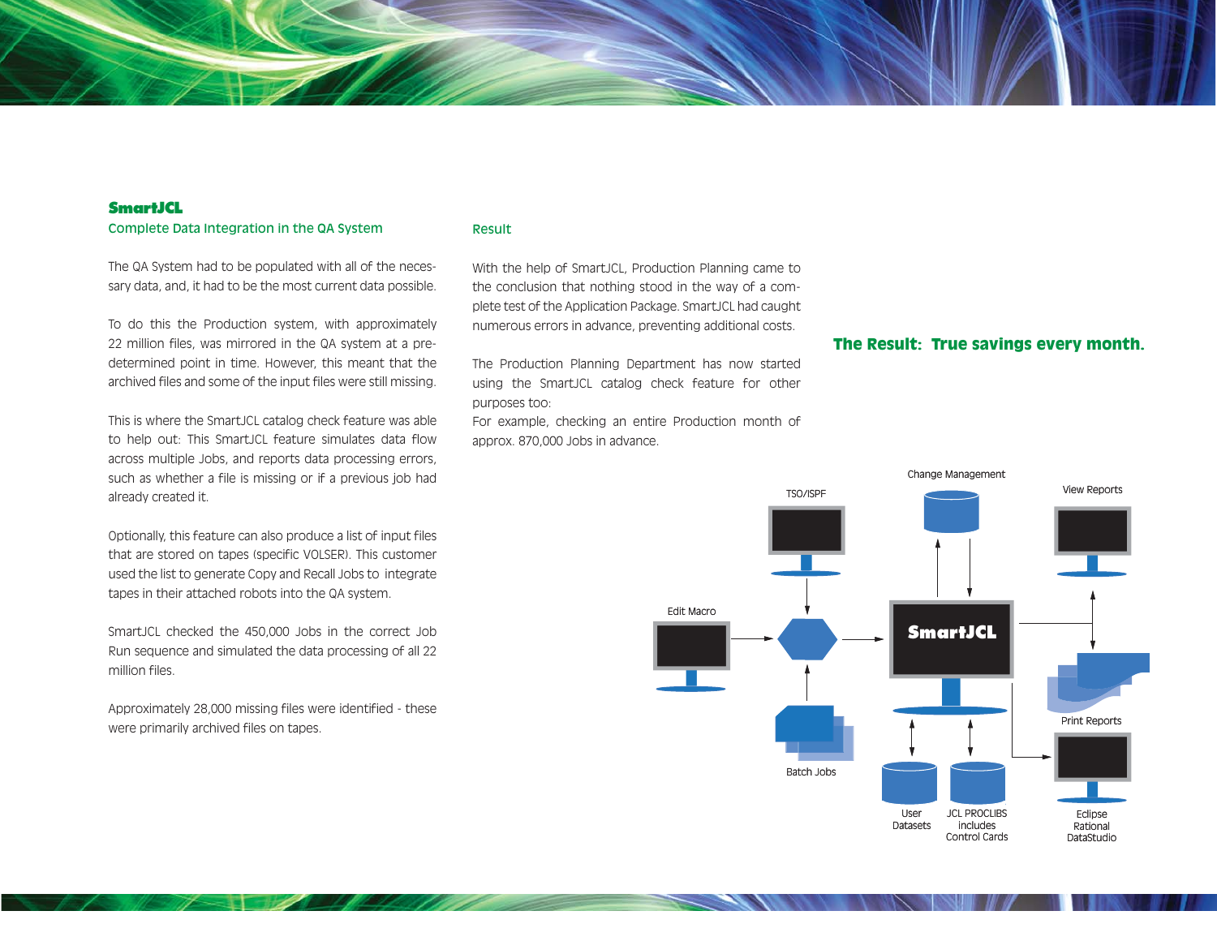## SmartJCL

### Complete Data Integration in the QA System

The QA System had to be populated with all of the necessary data, and, it had to be the most current data possible.

To do this the Production system, with approximately 22 million files, was mirrored in the QA system at a predetermined point in time. However, this meant that the archived files and some of the input files were still missing.

This is where the SmartJCL catalog check feature was able to help out: This SmartJCL feature simulates data flow across multiple Jobs, and reports data processing errors, such as whether a file is missing or if a previous job had already created it.

Optionally, this feature can also produce a list of input files that are stored on tapes (specific VOLSER). This customer used the list to generate Copy and Recall Jobs to integrate tapes in their attached robots into the QA system.

SmartJCL checked the 450,000 Jobs in the correct Job Run sequence and simulated the data processing of all 22 million files.

Approximately 28,000 missing files were identified - these were primarily archived files on tapes.

### Result

With the help of SmartJCL, Production Planning came to the conclusion that nothing stood in the way of a complete test of the Application Package. SmartJCL had caught numerous errors in advance, preventing additional costs.

The Production Planning Department has now started using the SmartJCL catalog check feature for other purposes too:
For example, checking an entire Production month of approx. 870,000 Jobs in advance.

**The Result: True savings every month.**

Change Management
TSO/ISPF
View Reports
Edit Macro
SmartJCL
Print Reports
Batch Jobs
User Datasets
JCL PROCLIBS includes Control Cards
Eclipse Rational DataStudio